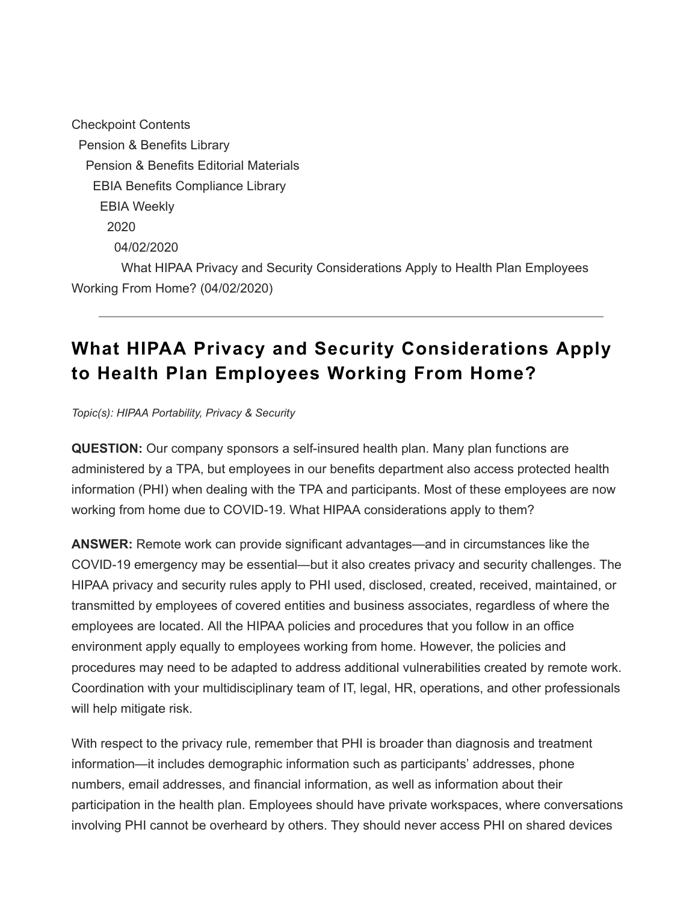Checkpoint Contents
Pension & Benefits Library
Pension & Benefits Editorial Materials
EBIA Benefits Compliance Library
EBIA Weekly
2020
04/02/2020
What HIPAA Privacy and Security Considerations Apply to Health Plan Employees Working From Home? (04/02/2020)

---

# What HIPAA Privacy and Security Considerations Apply to Health Plan Employees Working From Home?

*Topic(s): HIPAA Portability, Privacy & Security*

**QUESTION:** Our company sponsors a self-insured health plan. Many plan functions are administered by a TPA, but employees in our benefits department also access protected health information (PHI) when dealing with the TPA and participants. Most of these employees are now working from home due to COVID-19. What HIPAA considerations apply to them?

**ANSWER:** Remote work can provide significant advantages—and in circumstances like the COVID-19 emergency may be essential—but it also creates privacy and security challenges. The HIPAA privacy and security rules apply to PHI used, disclosed, created, received, maintained, or transmitted by employees of covered entities and business associates, regardless of where the employees are located. All the HIPAA policies and procedures that you follow in an office environment apply equally to employees working from home. However, the policies and procedures may need to be adapted to address additional vulnerabilities created by remote work. Coordination with your multidisciplinary team of IT, legal, HR, operations, and other professionals will help mitigate risk.

With respect to the privacy rule, remember that PHI is broader than diagnosis and treatment information—it includes demographic information such as participants' addresses, phone numbers, email addresses, and financial information, as well as information about their participation in the health plan. Employees should have private workspaces, where conversations involving PHI cannot be overheard by others. They should never access PHI on shared devices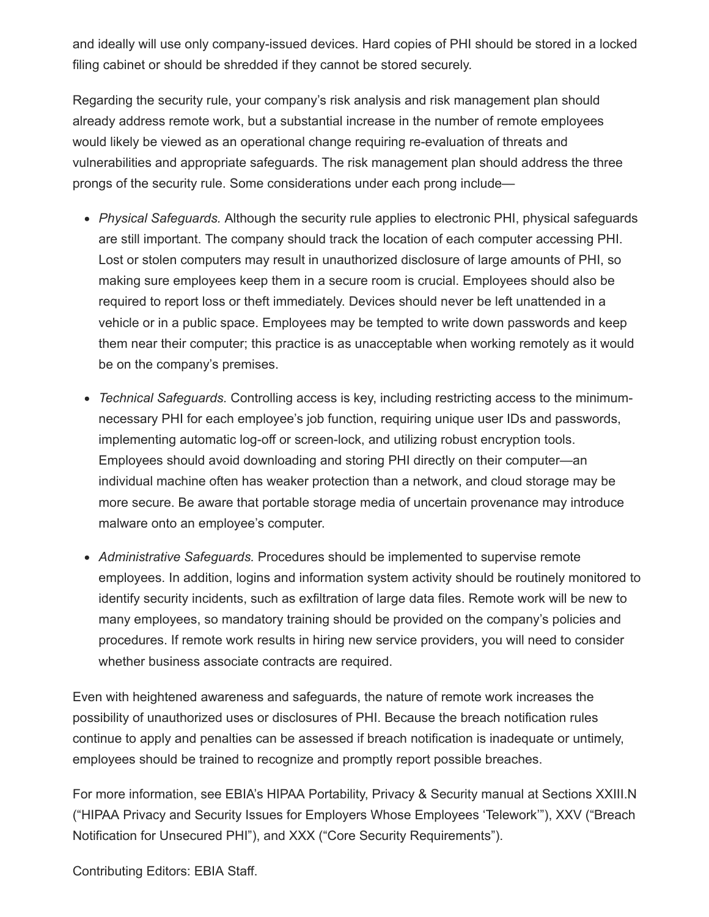and ideally will use only company-issued devices. Hard copies of PHI should be stored in a locked filing cabinet or should be shredded if they cannot be stored securely.

Regarding the security rule, your company's risk analysis and risk management plan should already address remote work, but a substantial increase in the number of remote employees would likely be viewed as an operational change requiring re-evaluation of threats and vulnerabilities and appropriate safeguards. The risk management plan should address the three prongs of the security rule. Some considerations under each prong include—

- *Physical Safeguards.* Although the security rule applies to electronic PHI, physical safeguards are still important. The company should track the location of each computer accessing PHI. Lost or stolen computers may result in unauthorized disclosure of large amounts of PHI, so making sure employees keep them in a secure room is crucial. Employees should also be required to report loss or theft immediately. Devices should never be left unattended in a vehicle or in a public space. Employees may be tempted to write down passwords and keep them near their computer; this practice is as unacceptable when working remotely as it would be on the company's premises.
- *Technical Safeguards.* Controlling access is key, including restricting access to the minimum-necessary PHI for each employee's job function, requiring unique user IDs and passwords, implementing automatic log-off or screen-lock, and utilizing robust encryption tools. Employees should avoid downloading and storing PHI directly on their computer—an individual machine often has weaker protection than a network, and cloud storage may be more secure. Be aware that portable storage media of uncertain provenance may introduce malware onto an employee's computer.
- *Administrative Safeguards.* Procedures should be implemented to supervise remote employees. In addition, logins and information system activity should be routinely monitored to identify security incidents, such as exfiltration of large data files. Remote work will be new to many employees, so mandatory training should be provided on the company's policies and procedures. If remote work results in hiring new service providers, you will need to consider whether business associate contracts are required.

Even with heightened awareness and safeguards, the nature of remote work increases the possibility of unauthorized uses or disclosures of PHI. Because the breach notification rules continue to apply and penalties can be assessed if breach notification is inadequate or untimely, employees should be trained to recognize and promptly report possible breaches.

For more information, see EBIA's HIPAA Portability, Privacy & Security manual at Sections XXIII.N ("HIPAA Privacy and Security Issues for Employers Whose Employees 'Telework'"), XXV ("Breach Notification for Unsecured PHI"), and XXX ("Core Security Requirements").

Contributing Editors: EBIA Staff.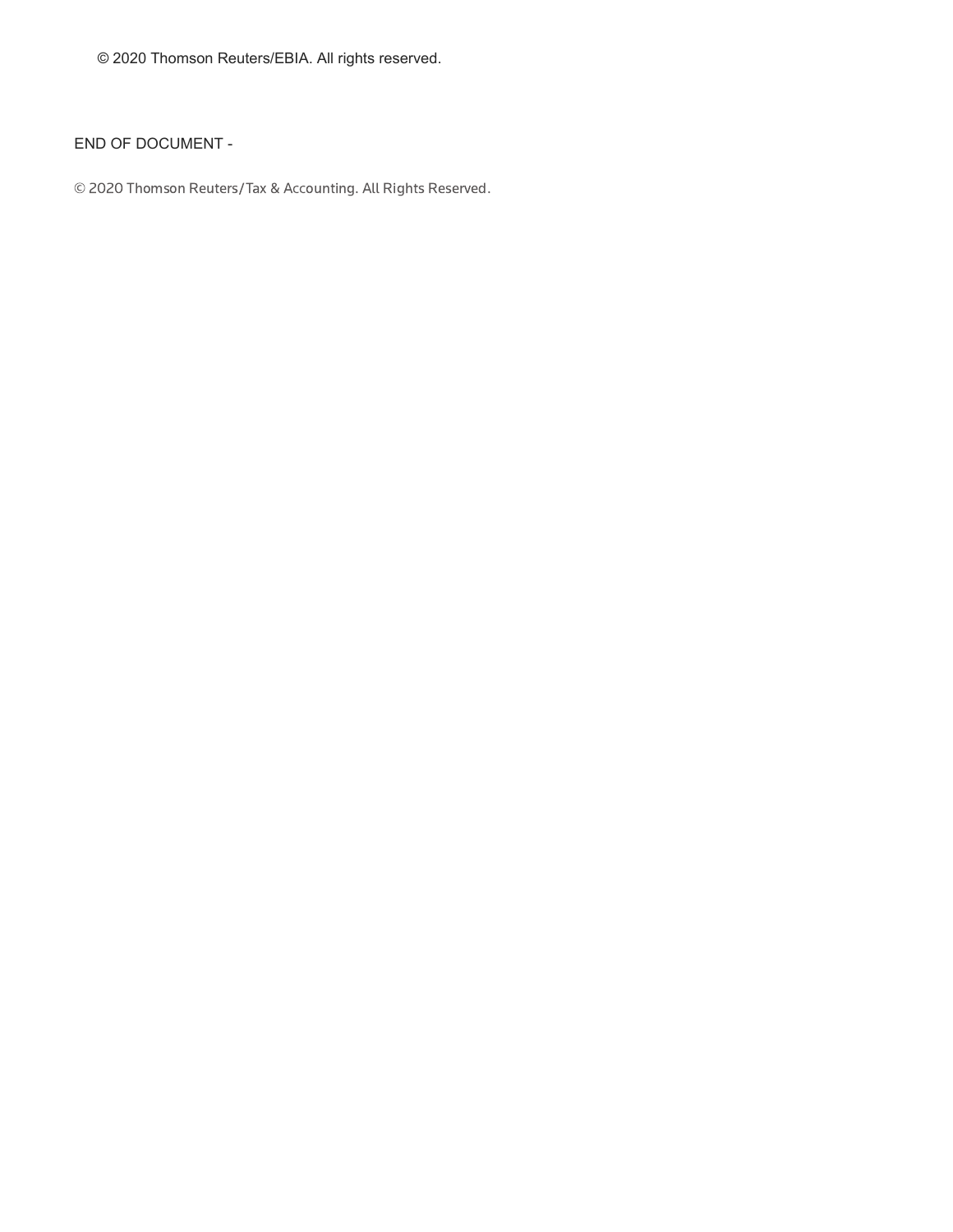© 2020 Thomson Reuters/EBIA. All rights reserved.

END OF DOCUMENT -

© 2020 Thomson Reuters/Tax & Accounting. All Rights Reserved.